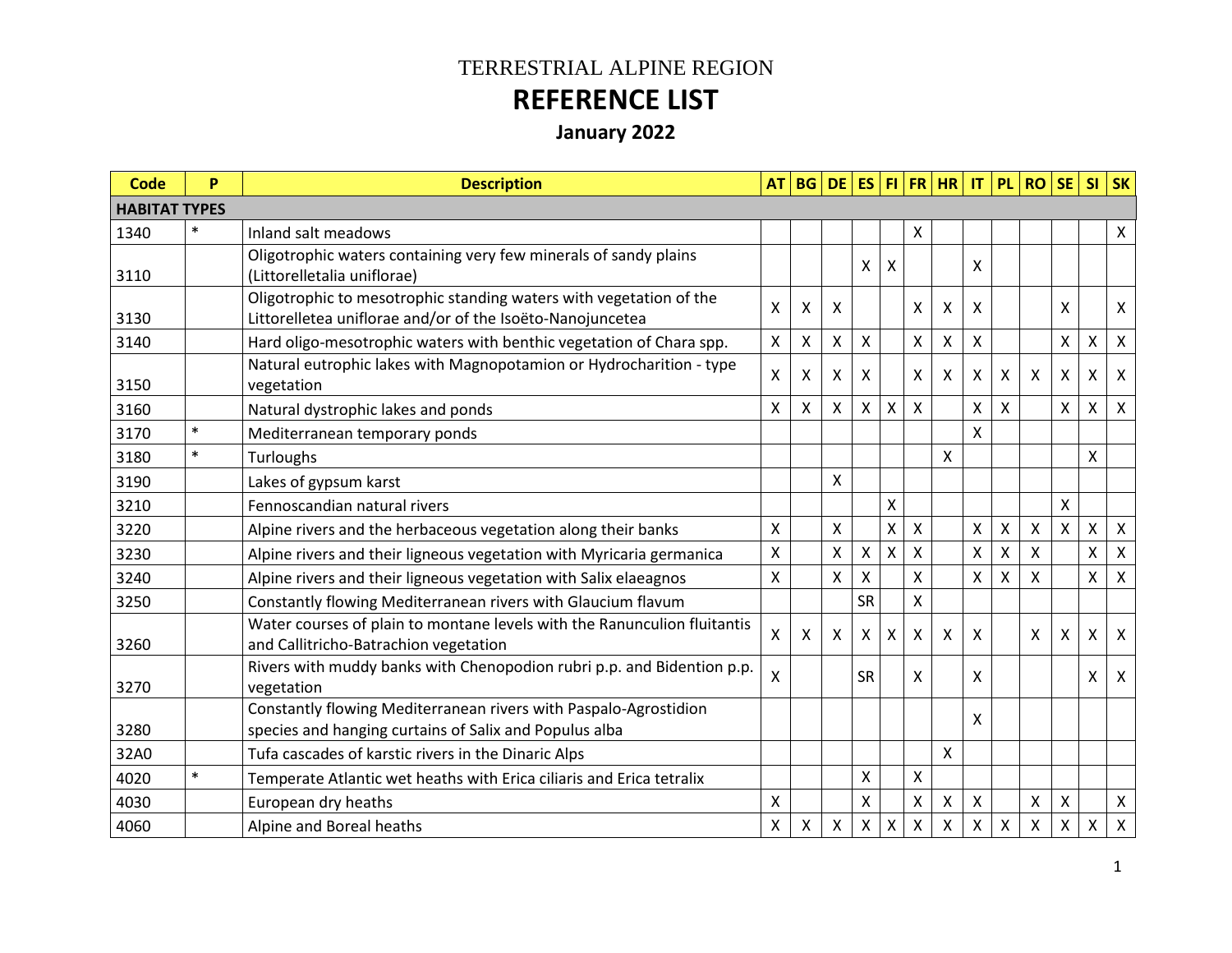# TERRESTRIAL ALPINE REGION

# REFERENCE LIST

## January 2022

| Code | P | Description | AT | BG | DE | ES | FI | FR | HR | IT | PL | RO | SE | SI | SK |
|---|---|---|---|---|---|---|---|---|---|---|---|---|---|---|---|
| **HABITAT TYPES** | | | | | | | | | | | | | | | |
| 1340 | * | Inland salt meadows | | | | | | X | | | | | | | X |
| 3110 | | Oligotrophic waters containing very few minerals of sandy plains (Littorelletalia uniflorae) | | | | X | X | | | X | | | | | |
| 3130 | | Oligotrophic to mesotrophic standing waters with vegetation of the Littorelletea uniflorae and/or of the Isoëto-Nanojuncetea | X | X | X | | | X | X | X | | | X | | X |
| 3140 | | Hard oligo-mesotrophic waters with benthic vegetation of Chara spp. | X | X | X | X | | X | X | X | | | X | X | X |
| 3150 | | Natural eutrophic lakes with Magnopotamion or Hydrocharition - type vegetation | X | X | X | X | | X | X | X | X | X | X | X | X |
| 3160 | | Natural dystrophic lakes and ponds | X | X | X | X | X | X | | X | X | | X | X | X |
| 3170 | * | Mediterranean temporary ponds | | | | | | | | X | | | | | |
| 3180 | * | Turloughs | | | | | | | X | | | | | X | |
| 3190 | | Lakes of gypsum karst | | | X | | | | | | | | | | |
| 3210 | | Fennoscandian natural rivers | | | | | X | | | | | | X | | |
| 3220 | | Alpine rivers and the herbaceous vegetation along their banks | X | | X | | X | X | | X | X | X | X | X | X |
| 3230 | | Alpine rivers and their ligneous vegetation with Myricaria germanica | X | | X | X | X | X | | X | X | X | | X | X |
| 3240 | | Alpine rivers and their ligneous vegetation with Salix elaeagnos | X | | X | X | | X | | X | X | X | | X | X |
| 3250 | | Constantly flowing Mediterranean rivers with Glaucium flavum | | | | SR | | X | | | | | | | |
| 3260 | | Water courses of plain to montane levels with the Ranunculion fluitantis and Callitricho-Batrachion vegetation | X | X | X | X | X | X | X | X | | X | X | X | X |
| 3270 | | Rivers with muddy banks with Chenopodion rubri p.p. and Bidention p.p. vegetation | X | | | SR | | X | | X | | | | X | X |
| 3280 | | Constantly flowing Mediterranean rivers with Paspalo-Agrostidion species and hanging curtains of Salix and Populus alba | | | | | | | | X | | | | | |
| 32A0 | | Tufa cascades of karstic rivers in the Dinaric Alps | | | | | | | X | | | | | | |
| 4020 | * | Temperate Atlantic wet heaths with Erica ciliaris and Erica tetralix | | | | X | | X | | | | | | | |
| 4030 | | European dry heaths | X | | | X | | X | X | X | | X | X | | X |
| 4060 | | Alpine and Boreal heaths | X | X | X | X | X | X | X | X | X | X | X | X | X |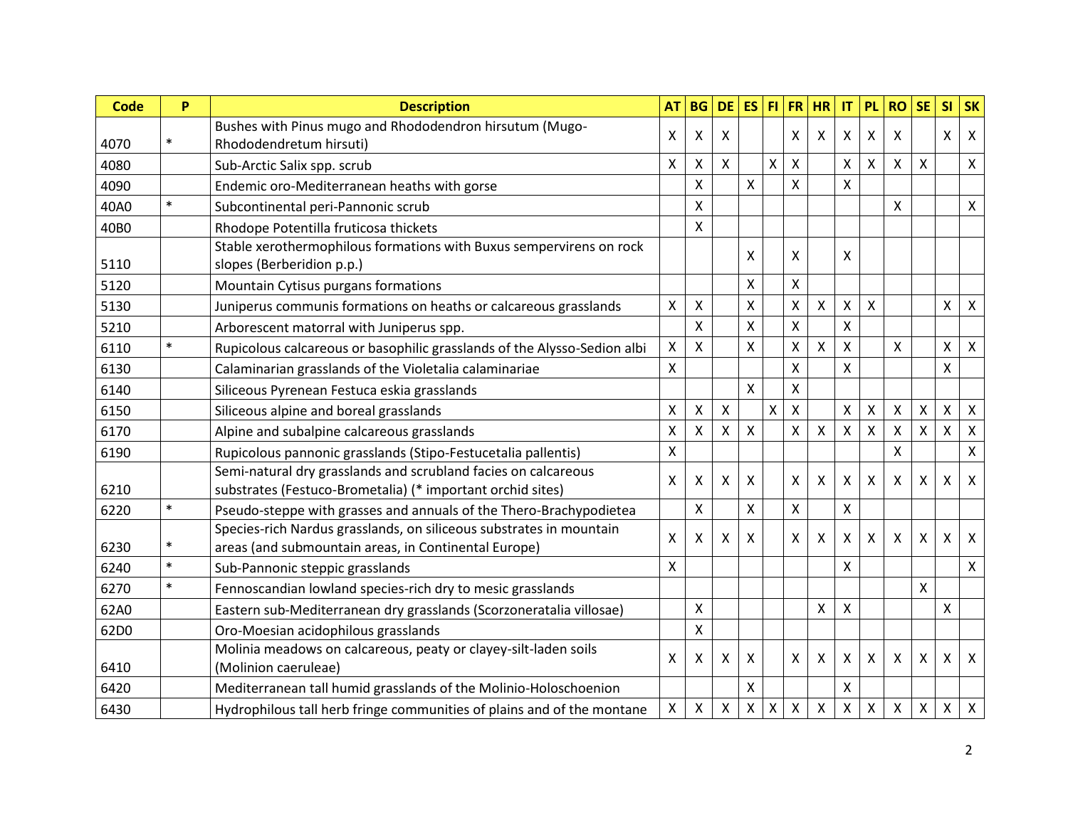| Code | P | Description | AT | BG | DE | ES | FI | FR | HR | IT | PL | RO | SE | SI | SK |
|---|---|---|---|---|---|---|---|---|---|---|---|---|---|---|---|
| 4070 | * | Bushes with Pinus mugo and Rhododendron hirsutum (Mugo-Rhododendretum hirsuti) | X | X | X | | | X | X | X | X | X | | X | X |
| 4080 | | Sub-Arctic Salix spp. scrub | X | X | X | | X | X | | X | X | X | X | | X |
| 4090 | | Endemic oro-Mediterranean heaths with gorse | | X | | X | | X | | X | | | | | |
| 40A0 | * | Subcontinental peri-Pannonic scrub | | X | | | | | | | | X | | | X |
| 40B0 | | Rhodope Potentilla fruticosa thickets | | X | | | | | | | | | | | |
| 5110 | | Stable xerothermophilous formations with Buxus sempervirens on rock slopes (Berberidion p.p.) | | | | X | | X | | X | | | | | |
| 5120 | | Mountain Cytisus purgans formations | | | | X | | X | | | | | | | |
| 5130 | | Juniperus communis formations on heaths or calcareous grasslands | X | X | | X | | X | X | X | X | | | X | X |
| 5210 | | Arborescent matorral with Juniperus spp. | | X | | X | | X | | X | | | | | |
| 6110 | * | Rupicolous calcareous or basophilic grasslands of the Alysso-Sedion albi | X | X | | X | | X | X | X | | X | | X | X |
| 6130 | | Calaminarian grasslands of the Violetalia calaminariae | X | | | | | X | | X | | | | X | |
| 6140 | | Siliceous Pyrenean Festuca eskia grasslands | | | | X | | X | | | | | | | |
| 6150 | | Siliceous alpine and boreal grasslands | X | X | X | | X | X | | X | X | X | X | X | X |
| 6170 | | Alpine and subalpine calcareous grasslands | X | X | X | X | | X | X | X | X | X | X | X | X |
| 6190 | | Rupicolous pannonic grasslands (Stipo-Festucetalia pallentis) | X | | | | | | | | | X | | | X |
| 6210 | | Semi-natural dry grasslands and scrubland facies on calcareous substrates (Festuco-Brometalia) (* important orchid sites) | X | X | X | X | | X | X | X | X | X | X | X | X |
| 6220 | * | Pseudo-steppe with grasses and annuals of the Thero-Brachypodietea | | X | | X | | X | | X | | | | | |
| 6230 | * | Species-rich Nardus grasslands, on siliceous substrates in mountain areas (and submountain areas, in Continental Europe) | X | X | X | X | | X | X | X | X | X | X | X | X |
| 6240 | * | Sub-Pannonic steppic grasslands | X | | | | | | | X | | | | | X |
| 6270 | * | Fennoscandian lowland species-rich dry to mesic grasslands | | | | | | | | | | | X | | |
| 62A0 | | Eastern sub-Mediterranean dry grasslands (Scorzoneratalia villosae) | | X | | | | | X | X | | | | X | |
| 62D0 | | Oro-Moesian acidophilous grasslands | | X | | | | | | | | | | | |
| 6410 | | Molinia meadows on calcareous, peaty or clayey-silt-laden soils (Molinion caeruleae) | X | X | X | X | | X | X | X | X | X | X | X | X |
| 6420 | | Mediterranean tall humid grasslands of the Molinio-Holoschoenion | | | | X | | | | X | | | | | |
| 6430 | | Hydrophilous tall herb fringe communities of plains and of the montane | X | X | X | X | X | X | X | X | X | X | X | X | X |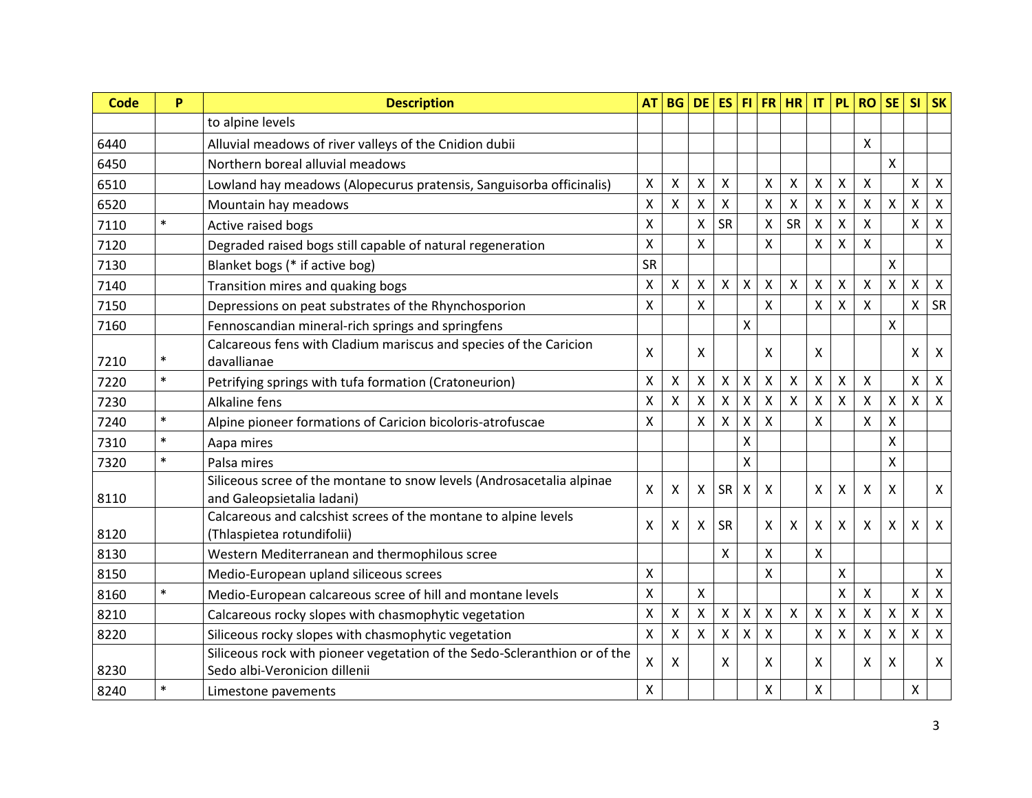| Code | P | Description | AT | BG | DE | ES | FI | FR | HR | IT | PL | RO | SE | SI | SK |
|---|---|---|---|---|---|---|---|---|---|---|---|---|---|---|---|
| | | to alpine levels | | | | | | | | | | | | | |
| 6440 | | Alluvial meadows of river valleys of the Cnidion dubii | | | | | | | | | | X | | | |
| 6450 | | Northern boreal alluvial meadows | | | | | | | | | | | X | | |
| 6510 | | Lowland hay meadows (Alopecurus pratensis, Sanguisorba officinalis) | X | X | X | X | | X | X | X | X | X | | X | X |
| 6520 | | Mountain hay meadows | X | X | X | X | | X | X | X | X | X | X | X | X |
| 7110 | * | Active raised bogs | X | | X | SR | | X | SR | X | X | X | | X | X |
| 7120 | | Degraded raised bogs still capable of natural regeneration | X | | X | | | X | | X | X | X | | | X |
| 7130 | | Blanket bogs (* if active bog) | SR | | | | | | | | | | X | | |
| 7140 | | Transition mires and quaking bogs | X | X | X | X | X | X | X | X | X | X | X | X | X |
| 7150 | | Depressions on peat substrates of the Rhynchosporion | X | | X | | | X | | X | X | X | | X | SR |
| 7160 | | Fennoscandian mineral-rich springs and springfens | | | | | X | | | | | | X | | |
| 7210 | * | Calcareous fens with Cladium mariscus and species of the Caricion davallianae | X | | X | | | X | | X | | | | X | X |
| 7220 | * | Petrifying springs with tufa formation (Cratoneurion) | X | X | X | X | X | X | X | X | X | X | | X | X |
| 7230 | | Alkaline fens | X | X | X | X | X | X | X | X | X | X | X | X | X |
| 7240 | * | Alpine pioneer formations of Caricion bicoloris-atrofuscae | X | | X | X | X | X | | X | | X | X | | |
| 7310 | * | Aapa mires | | | | | X | | | | | | X | | |
| 7320 | * | Palsa mires | | | | | X | | | | | | X | | |
| 8110 | | Siliceous scree of the montane to snow levels (Androsacetalia alpinae and Galeopsietalia ladani) | X | X | X | SR | X | X | | X | X | X | X | | X |
| 8120 | | Calcareous and calcshist screes of the montane to alpine levels (Thlaspietea rotundifolii) | X | X | X | SR | | X | X | X | X | X | X | X | X |
| 8130 | | Western Mediterranean and thermophilous scree | | | | X | | X | | X | | | | | |
| 8150 | | Medio-European upland siliceous screes | X | | | | | X | | | X | | | | X |
| 8160 | * | Medio-European calcareous scree of hill and montane levels | X | | X | | | | | | X | X | | X | X |
| 8210 | | Calcareous rocky slopes with chasmophytic vegetation | X | X | X | X | X | X | X | X | X | X | X | X | X |
| 8220 | | Siliceous rocky slopes with chasmophytic vegetation | X | X | X | X | X | X | | X | X | X | X | X | X |
| 8230 | | Siliceous rock with pioneer vegetation of the Sedo-Scleranthion or of the Sedo albi-Veronicion dillenii | X | X | | X | | X | | X | | X | X | | X |
| 8240 | * | Limestone pavements | X | | | | | X | | X | | | | X | |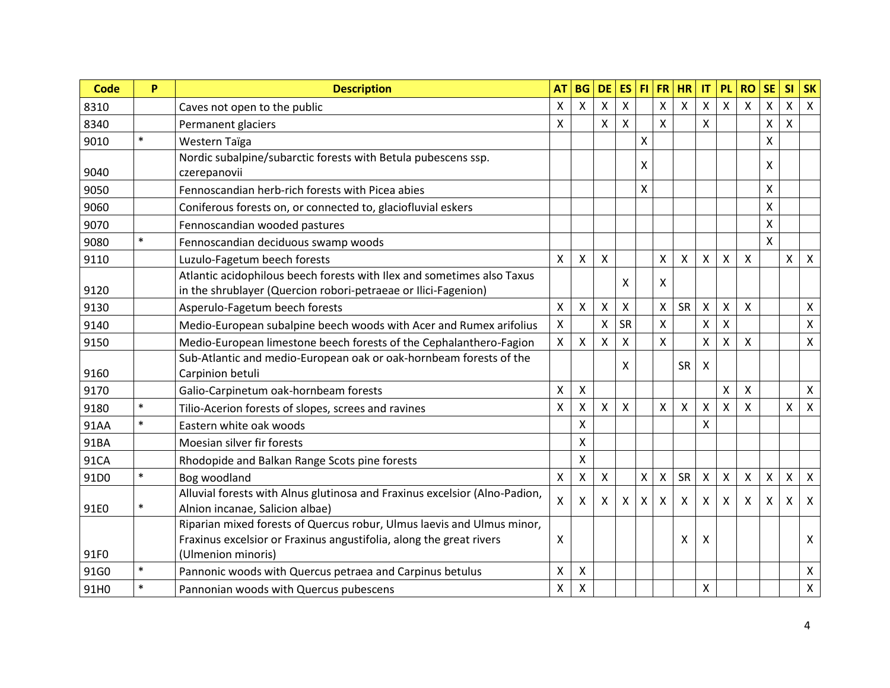| Code | P | Description | AT | BG | DE | ES | FI | FR | HR | IT | PL | RO | SE | SI | SK |
|---|---|---|---|---|---|---|---|---|---|---|---|---|---|---|---|
| 8310 | | Caves not open to the public | X | X | X | X | | X | X | X | X | X | X | X | X |
| 8340 | | Permanent glaciers | X | | X | X | | X | | X | | | X | X | |
| 9010 | * | Western Taïga | | | | | X | | | | | | X | | |
| 9040 | | Nordic subalpine/subarctic forests with Betula pubescens ssp. czerepanovii | | | | | X | | | | | | X | | |
| 9050 | | Fennoscandian herb-rich forests with Picea abies | | | | | X | | | | | | X | | |
| 9060 | | Coniferous forests on, or connected to, glaciofluvial eskers | | | | | | | | | | | X | | |
| 9070 | | Fennoscandian wooded pastures | | | | | | | | | | | X | | |
| 9080 | * | Fennoscandian deciduous swamp woods | | | | | | | | | | | X | | |
| 9110 | | Luzulo-Fagetum beech forests | X | X | X | | | X | X | X | X | X | | X | X |
| 9120 | | Atlantic acidophilous beech forests with Ilex and sometimes also Taxus in the shrublayer (Quercion robori-petraeae or Ilici-Fagenion) | | | | X | | X | | | | | | | |
| 9130 | | Asperulo-Fagetum beech forests | X | X | X | X | | X | SR | X | X | X | | | X |
| 9140 | | Medio-European subalpine beech woods with Acer and Rumex arifolius | X | | X | SR | | X | | X | X | | | | X |
| 9150 | | Medio-European limestone beech forests of the Cephalanthero-Fagion | X | X | X | X | | X | | X | X | X | | | X |
| 9160 | | Sub-Atlantic and medio-European oak or oak-hornbeam forests of the Carpinion betuli | | | | X | | | SR | X | | | | | |
| 9170 | | Galio-Carpinetum oak-hornbeam forests | X | X | | | | | | | X | X | | | X |
| 9180 | * | Tilio-Acerion forests of slopes, screes and ravines | X | X | X | X | | X | X | X | X | X | | X | X |
| 91AA | * | Eastern white oak woods | | X | | | | | | X | | | | | |
| 91BA | | Moesian silver fir forests | | X | | | | | | | | | | | |
| 91CA | | Rhodopide and Balkan Range Scots pine forests | | X | | | | | | | | | | | |
| 91D0 | * | Bog woodland | X | X | X | | X | X | SR | X | X | X | X | X | X |
| 91E0 | * | Alluvial forests with Alnus glutinosa and Fraxinus excelsior (Alno-Padion, Alnion incanae, Salicion albae) | X | X | X | X | X | X | X | X | X | X | X | X | X |
| 91F0 | | Riparian mixed forests of Quercus robur, Ulmus laevis and Ulmus minor, Fraxinus excelsior or Fraxinus angustifolia, along the great rivers (Ulmenion minoris) | X | | | | | | X | X | | | | | X |
| 91G0 | * | Pannonic woods with Quercus petraea and Carpinus betulus | X | X | | | | | | | | | | | X |
| 91H0 | * | Pannonian woods with Quercus pubescens | X | X | | | | | | X | | | | | X |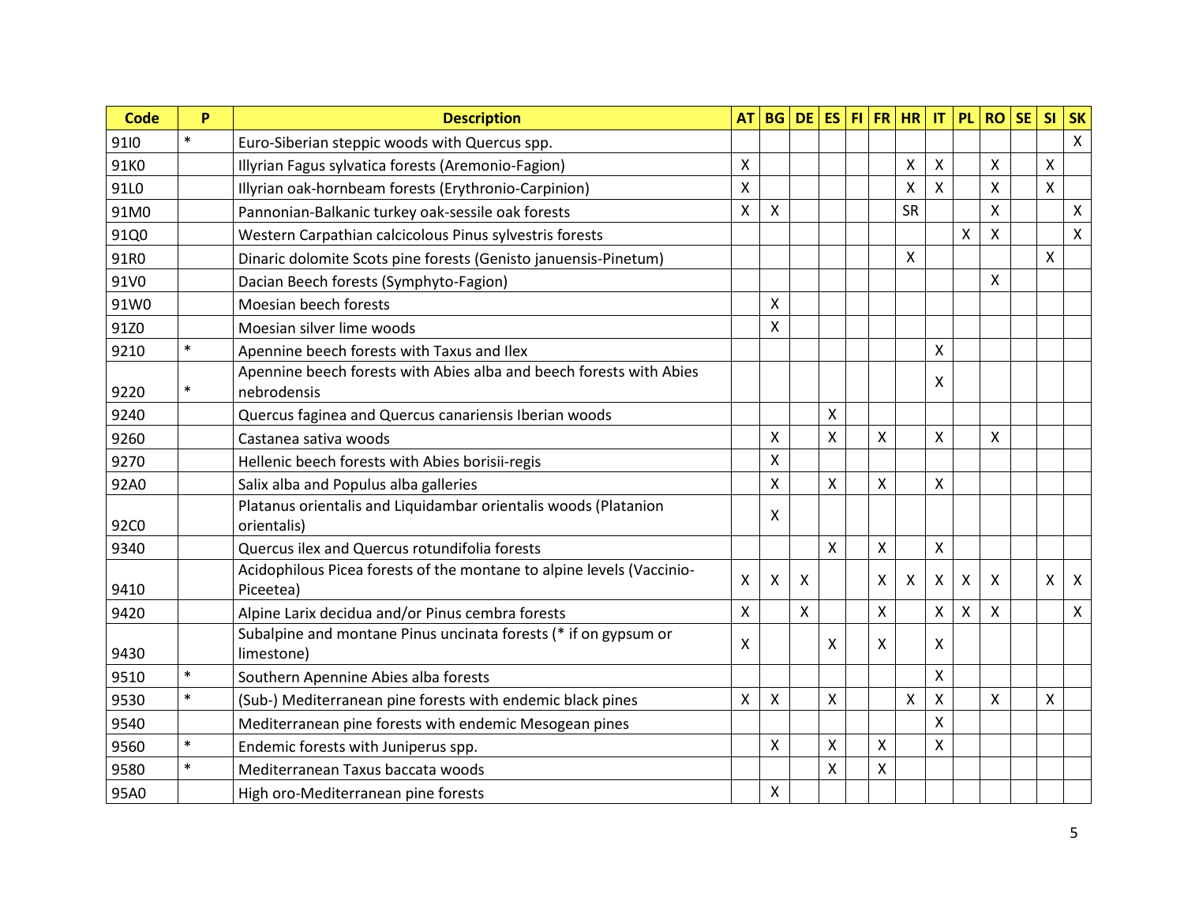| Code | P | Description | AT | BG | DE | ES | FI | FR | HR | IT | PL | RO | SE | SI | SK |
|---|---|---|---|---|---|---|---|---|---|---|---|---|---|---|---|
| 91I0 | * | Euro-Siberian steppic woods with Quercus spp. | | | | | | | | | | | | | X |
| 91K0 | | Illyrian Fagus sylvatica forests (Aremonio-Fagion) | X | | | | | | X | X | | X | | X | |
| 91L0 | | Illyrian oak-hornbeam forests (Erythronio-Carpinion) | X | | | | | | X | X | | X | | X | |
| 91M0 | | Pannonian-Balkanic turkey oak-sessile oak forests | X | X | | | | | SR | | | X | | | X |
| 91Q0 | | Western Carpathian calcicolous Pinus sylvestris forests | | | | | | | | | X | X | | | X |
| 91R0 | | Dinaric dolomite Scots pine forests (Genisto januensis-Pinetum) | | | | | | | X | | | | | X | |
| 91V0 | | Dacian Beech forests (Symphyto-Fagion) | | | | | | | | | | X | | | |
| 91W0 | | Moesian beech forests | | X | | | | | | | | | | | |
| 91Z0 | | Moesian silver lime woods | | X | | | | | | | | | | | |
| 9210 | * | Apennine beech forests with Taxus and Ilex | | | | | | | | X | | | | | |
| 9220 | * | Apennine beech forests with Abies alba and beech forests with Abies nebrodensis | | | | | | | | X | | | | | |
| 9240 | | Quercus faginea and Quercus canariensis Iberian woods | | | | X | | | | | | | | | |
| 9260 | | Castanea sativa woods | | X | | X | | X | | X | | X | | | |
| 9270 | | Hellenic beech forests with Abies borisii-regis | | X | | | | | | | | | | | |
| 92A0 | | Salix alba and Populus alba galleries | | X | | X | | X | | X | | | | | |
| 92C0 | | Platanus orientalis and Liquidambar orientalis woods (Platanion orientalis) | | X | | | | | | | | | | | |
| 9340 | | Quercus ilex and Quercus rotundifolia forests | | | | X | | X | | X | | | | | |
| 9410 | | Acidophilous Picea forests of the montane to alpine levels (Vaccinio-Piceetea) | X | X | X | | | X | X | X | X | X | | X | X |
| 9420 | | Alpine Larix decidua and/or Pinus cembra forests | X | | X | | | X | | X | X | X | | | X |
| 9430 | | Subalpine and montane Pinus uncinata forests (* if on gypsum or limestone) | X | | | X | | X | | X | | | | | |
| 9510 | * | Southern Apennine Abies alba forests | | | | | | | | X | | | | | |
| 9530 | * | (Sub-) Mediterranean pine forests with endemic black pines | X | X | | X | | | X | X | | X | | X | |
| 9540 | | Mediterranean pine forests with endemic Mesogean pines | | | | | | | | X | | | | | |
| 9560 | * | Endemic forests with Juniperus spp. | | X | | X | | X | | X | | | | | |
| 9580 | * | Mediterranean Taxus baccata woods | | | | X | | X | | | | | | | |
| 95A0 | | High oro-Mediterranean pine forests | | X | | | | | | | | | | | |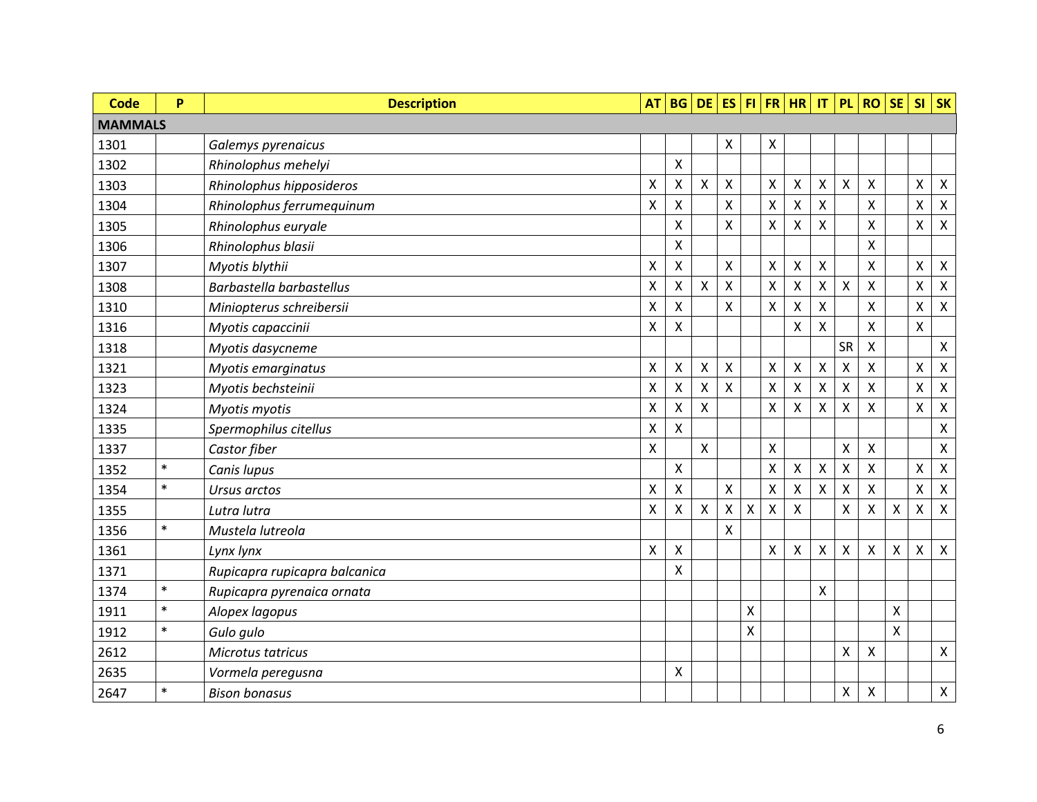| Code | P | Description | AT | BG | DE | ES | FI | FR | HR | IT | PL | RO | SE | SI | SK |
|---|---|---|---|---|---|---|---|---|---|---|---|---|---|---|---|
| **MAMMALS** | | | | | | | | | | | | | | | |
| 1301 | | *Galemys pyrenaicus* | | | | X | | X | | | | | | | |
| 1302 | | *Rhinolophus mehelyi* | | X | | | | | | | | | | | |
| 1303 | | *Rhinolophus hipposideros* | X | X | X | X | | X | X | X | X | X | | X | X |
| 1304 | | *Rhinolophus ferrumequinum* | X | X | | X | | X | X | X | | X | | X | X |
| 1305 | | *Rhinolophus euryale* | | X | | X | | X | X | X | | X | | X | X |
| 1306 | | *Rhinolophus blasii* | | X | | | | | | | | X | | | |
| 1307 | | *Myotis blythii* | X | X | | X | | X | X | X | | X | | X | X |
| 1308 | | *Barbastella barbastellus* | X | X | X | X | | X | X | X | X | X | | X | X |
| 1310 | | *Miniopterus schreibersii* | X | X | | X | | X | X | X | | X | | X | X |
| 1316 | | *Myotis capaccinii* | X | X | | | | | X | X | | X | | X | |
| 1318 | | *Myotis dasycneme* | | | | | | | | | SR | X | | | X |
| 1321 | | *Myotis emarginatus* | X | X | X | X | | X | X | X | X | X | | X | X |
| 1323 | | *Myotis bechsteinii* | X | X | X | X | | X | X | X | X | X | | X | X |
| 1324 | | *Myotis myotis* | X | X | X | | | X | X | X | X | X | | X | X |
| 1335 | | *Spermophilus citellus* | X | X | | | | | | | | | | | X |
| 1337 | | *Castor fiber* | X | | X | | | X | | | X | X | | | X |
| 1352 | * | *Canis lupus* | | X | | | | X | X | X | X | X | | X | X |
| 1354 | * | *Ursus arctos* | X | X | | X | | X | X | X | X | X | | X | X |
| 1355 | | *Lutra lutra* | X | X | X | X | X | X | X | | X | X | X | X | X |
| 1356 | * | *Mustela lutreola* | | | | X | | | | | | | | | |
| 1361 | | *Lynx lynx* | X | X | | | | X | X | X | X | X | X | X | X |
| 1371 | | *Rupicapra rupicapra balcanica* | | X | | | | | | | | | | | |
| 1374 | * | *Rupicapra pyrenaica ornata* | | | | | | | | X | | | | | |
| 1911 | * | *Alopex lagopus* | | | | | X | | | | | | X | | |
| 1912 | * | *Gulo gulo* | | | | | X | | | | | | X | | |
| 2612 | | *Microtus tatricus* | | | | | | | | | X | X | | | X |
| 2635 | | *Vormela peregusna* | | X | | | | | | | | | | | |
| 2647 | * | *Bison bonasus* | | | | | | | | | X | X | | | X |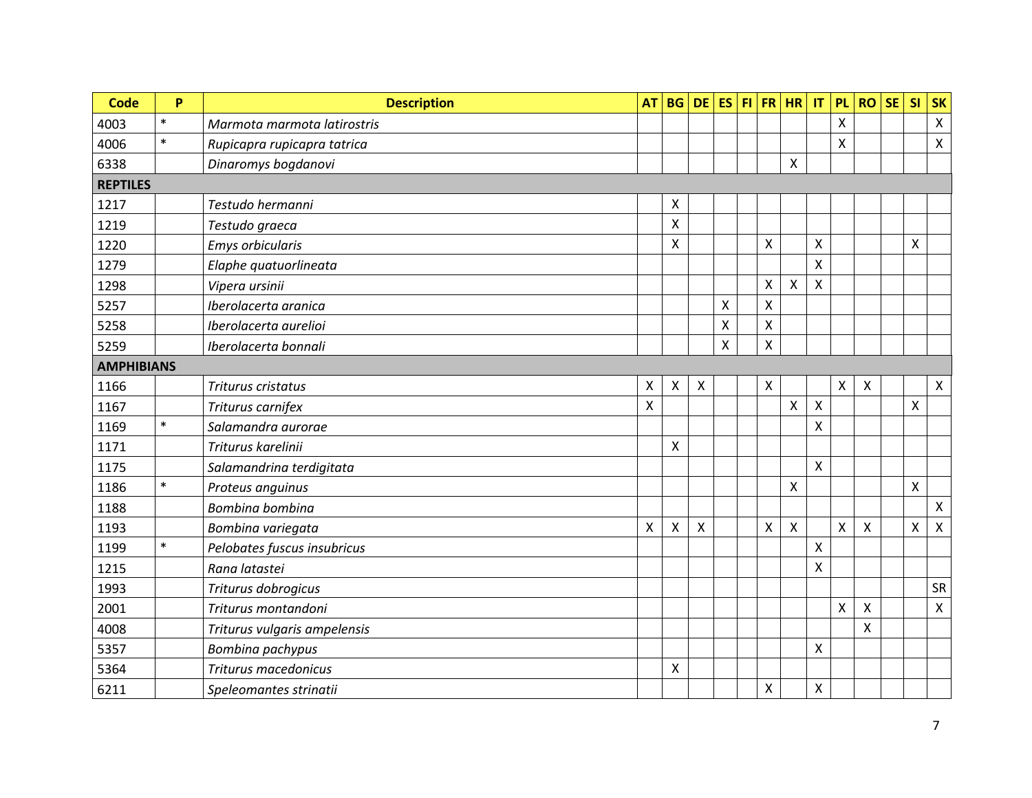| Code | P | Description | AT | BG | DE | ES | FI | FR | HR | IT | PL | RO | SE | SI | SK |
|---|---|---|---|---|---|---|---|---|---|---|---|---|---|---|---|
| 4003 | * | *Marmota marmota latirostris* | | | | | | | | | X | | | | X |
| 4006 | * | *Rupicapra rupicapra tatrica* | | | | | | | | | X | | | | X |
| 6338 | | *Dinaromys bogdanovi* | | | | | | | X | | | | | | |
| **REPTILES** | | | | | | | | | | | | | | | |
| 1217 | | *Testudo hermanni* | | X | | | | | | | | | | | |
| 1219 | | *Testudo graeca* | | X | | | | | | | | | | | |
| 1220 | | *Emys orbicularis* | | X | | | | X | | X | | | | X | |
| 1279 | | *Elaphe quatuorlineata* | | | | | | | | X | | | | | |
| 1298 | | *Vipera ursinii* | | | | | | X | X | X | | | | | |
| 5257 | | *Iberolacerta aranica* | | | | X | | X | | | | | | | |
| 5258 | | *Iberolacerta aurelioi* | | | | X | | X | | | | | | | |
| 5259 | | *Iberolacerta bonnali* | | | | X | | X | | | | | | | |
| **AMPHIBIANS** | | | | | | | | | | | | | | | |
| 1166 | | *Triturus cristatus* | X | X | X | | | X | | | X | X | | | X |
| 1167 | | *Triturus carnifex* | X | | | | | | X | X | | | | X | |
| 1169 | * | *Salamandra aurorae* | | | | | | | | X | | | | | |
| 1171 | | *Triturus karelinii* | | X | | | | | | | | | | | |
| 1175 | | *Salamandrina terdigitata* | | | | | | | | X | | | | | |
| 1186 | * | *Proteus anguinus* | | | | | | | X | | | | | X | |
| 1188 | | *Bombina bombina* | | | | | | | | | | | | | X |
| 1193 | | *Bombina variegata* | X | X | X | | | X | X | | X | X | | X | X |
| 1199 | * | *Pelobates fuscus insubricus* | | | | | | | | X | | | | | |
| 1215 | | *Rana latastei* | | | | | | | | X | | | | | |
| 1993 | | *Triturus dobrogicus* | | | | | | | | | | | | | SR |
| 2001 | | *Triturus montandoni* | | | | | | | | | X | X | | | X |
| 4008 | | *Triturus vulgaris ampelensis* | | | | | | | | | | X | | | |
| 5357 | | *Bombina pachypus* | | | | | | | | X | | | | | |
| 5364 | | *Triturus macedonicus* | | X | | | | | | | | | | | |
| 6211 | | *Speleomantes strinatii* | | | | | | X | | X | | | | | |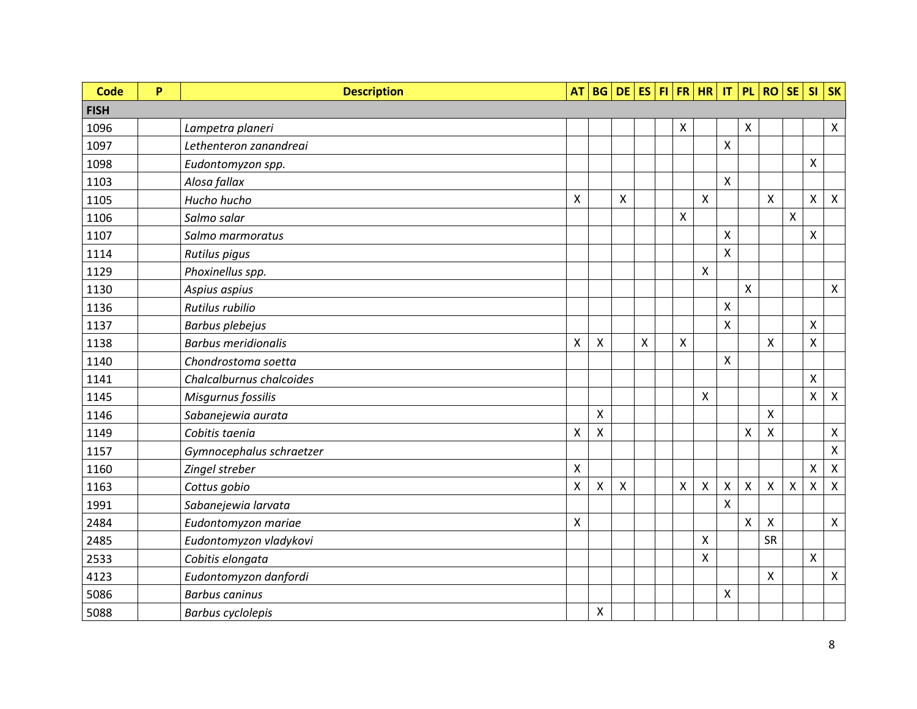| Code | P | Description | AT | BG | DE | ES | FI | FR | HR | IT | PL | RO | SE | SI | SK |
|---|---|---|---|---|---|---|---|---|---|---|---|---|---|---|---|
| **FISH** | | | | | | | | | | | | | | | |
| 1096 | | *Lampetra planeri* | | | | | | X | | | X | | | | X |
| 1097 | | *Lethenteron zanandreai* | | | | | | | | X | | | | | |
| 1098 | | *Eudontomyzon spp.* | | | | | | | | | | | | X | |
| 1103 | | *Alosa fallax* | | | | | | | | X | | | | | |
| 1105 | | *Hucho hucho* | X | | X | | | | X | | | X | | X | X |
| 1106 | | *Salmo salar* | | | | | | X | | | | | X | | |
| 1107 | | *Salmo marmoratus* | | | | | | | | X | | | | X | |
| 1114 | | *Rutilus pigus* | | | | | | | | X | | | | | |
| 1129 | | *Phoxinellus spp.* | | | | | | | X | | | | | | |
| 1130 | | *Aspius aspius* | | | | | | | | | X | | | | X |
| 1136 | | *Rutilus rubilio* | | | | | | | | X | | | | | |
| 1137 | | *Barbus plebejus* | | | | | | | | X | | | | X | |
| 1138 | | *Barbus meridionalis* | X | X | | X | | X | | | | X | | X | |
| 1140 | | *Chondrostoma soetta* | | | | | | | | X | | | | | |
| 1141 | | *Chalcalburnus chalcoides* | | | | | | | | | | | | X | |
| 1145 | | *Misgurnus fossilis* | | | | | | | X | | | | | X | X |
| 1146 | | *Sabanejewia aurata* | | X | | | | | | | | X | | | |
| 1149 | | *Cobitis taenia* | X | X | | | | | | | X | X | | | X |
| 1157 | | *Gymnocephalus schraetzer* | | | | | | | | | | | | | X |
| 1160 | | *Zingel streber* | X | | | | | | | | | | | X | X |
| 1163 | | *Cottus gobio* | X | X | X | | | X | X | X | X | X | X | X | X |
| 1991 | | *Sabanejewia larvata* | | | | | | | | X | | | | | |
| 2484 | | *Eudontomyzon mariae* | X | | | | | | | | X | X | | | X |
| 2485 | | *Eudontomyzon vladykovi* | | | | | | | X | | | SR | | | |
| 2533 | | *Cobitis elongata* | | | | | | | X | | | | | X | |
| 4123 | | *Eudontomyzon danfordi* | | | | | | | | | | X | | | X |
| 5086 | | *Barbus caninus* | | | | | | | | X | | | | | |
| 5088 | | *Barbus cyclolepis* | | X | | | | | | | | | | | |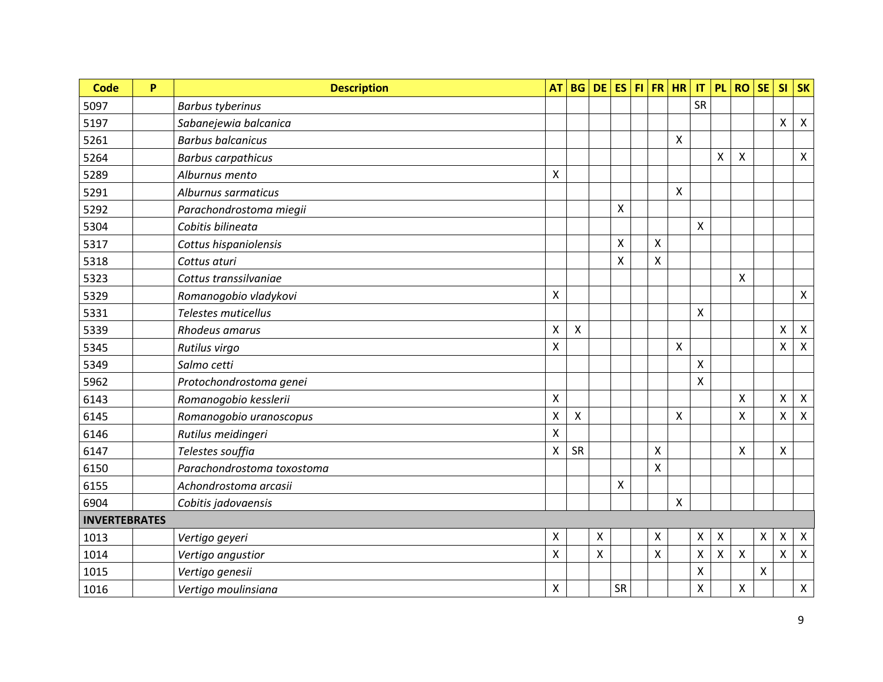| Code | P | Description | AT | BG | DE | ES | FI | FR | HR | IT | PL | RO | SE | SI | SK |
|---|---|---|---|---|---|---|---|---|---|---|---|---|---|---|---|
| 5097 | | *Barbus tyberinus* | | | | | | | | SR | | | | | |
| 5197 | | *Sabanejewia balcanica* | | | | | | | | | | | | X | X |
| 5261 | | *Barbus balcanicus* | | | | | | | X | | | | | | |
| 5264 | | *Barbus carpathicus* | | | | | | | | | X | X | | | X |
| 5289 | | *Alburnus mento* | X | | | | | | | | | | | | |
| 5291 | | *Alburnus sarmaticus* | | | | | | | X | | | | | | |
| 5292 | | *Parachondrostoma miegii* | | | | X | | | | | | | | | |
| 5304 | | *Cobitis bilineata* | | | | | | | | X | | | | | |
| 5317 | | *Cottus hispaniolensis* | | | | X | | X | | | | | | | |
| 5318 | | *Cottus aturi* | | | | X | | X | | | | | | | |
| 5323 | | *Cottus transsilvaniae* | | | | | | | | | | X | | | |
| 5329 | | *Romanogobio vladykovi* | X | | | | | | | | | | | | X |
| 5331 | | *Telestes muticellus* | | | | | | | | X | | | | | |
| 5339 | | *Rhodeus amarus* | X | X | | | | | | | | | | X | X |
| 5345 | | *Rutilus virgo* | X | | | | | | X | | | | | X | X |
| 5349 | | *Salmo cetti* | | | | | | | | X | | | | | |
| 5962 | | *Protochondrostoma genei* | | | | | | | | X | | | | | |
| 6143 | | *Romanogobio kesslerii* | X | | | | | | | | | X | | X | X |
| 6145 | | *Romanogobio uranoscopus* | X | X | | | | | X | | | X | | X | X |
| 6146 | | *Rutilus meidingeri* | X | | | | | | | | | | | | |
| 6147 | | *Telestes souffia* | X | SR | | | | X | | | | X | | X | |
| 6150 | | *Parachondrostoma toxostoma* | | | | | | X | | | | | | | |
| 6155 | | *Achondrostoma arcasii* | | | | X | | | | | | | | | |
| 6904 | | *Cobitis jadovaensis* | | | | | | | X | | | | | | |
| **INVERTEBRATES** | | | | | | | | | | | | | | | |
| 1013 | | *Vertigo geyeri* | X | | X | | | X | | X | X | | X | X | X |
| 1014 | | *Vertigo angustior* | X | | X | | | X | | X | X | X | | X | X |
| 1015 | | *Vertigo genesii* | | | | | | | | X | | | X | | |
| 1016 | | *Vertigo moulinsiana* | X | | | SR | | | | X | | X | | | X |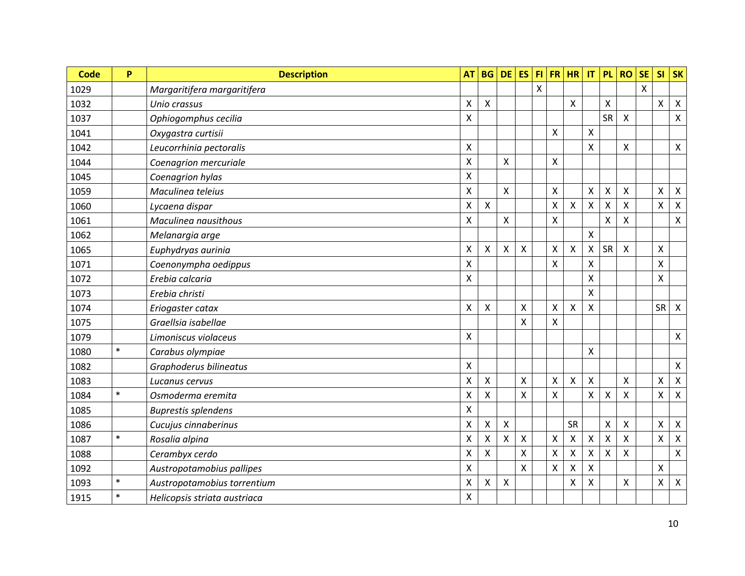| Code | P | Description | AT | BG | DE | ES | FI | FR | HR | IT | PL | RO | SE | SI | SK |
|---|---|---|---|---|---|---|---|---|---|---|---|---|---|---|---|
| 1029 | | *Margaritifera margaritifera* | | | | | X | | | | | | X | | |
| 1032 | | *Unio crassus* | X | X | | | | | X | | X | | | X | X |
| 1037 | | *Ophiogomphus cecilia* | X | | | | | | | | SR | X | | | X |
| 1041 | | *Oxygastra curtisii* | | | | | | X | | X | | | | | |
| 1042 | | *Leucorrhinia pectoralis* | X | | | | | | | X | | X | | | X |
| 1044 | | *Coenagrion mercuriale* | X | | X | | | X | | | | | | | |
| 1045 | | *Coenagrion hylas* | X | | | | | | | | | | | | |
| 1059 | | *Maculinea teleius* | X | | X | | | X | | X | X | X | | X | X |
| 1060 | | *Lycaena dispar* | X | X | | | | X | X | X | X | X | | X | X |
| 1061 | | *Maculinea nausithous* | X | | X | | | X | | | X | X | | | X |
| 1062 | | *Melanargia arge* | | | | | | | | X | | | | | |
| 1065 | | *Euphydryas aurinia* | X | X | X | X | | X | X | X | SR | X | | X | |
| 1071 | | *Coenonympha oedippus* | X | | | | | X | | X | | | | X | |
| 1072 | | *Erebia calcaria* | X | | | | | | | X | | | | X | |
| 1073 | | *Erebia christi* | | | | | | | | X | | | | | |
| 1074 | | *Eriogaster catax* | X | X | | X | | X | X | X | | | | SR | X |
| 1075 | | *Graellsia isabellae* | | | | X | | X | | | | | | | |
| 1079 | | *Limoniscus violaceus* | X | | | | | | | | | | | | X |
| 1080 | * | *Carabus olympiae* | | | | | | | | X | | | | | |
| 1082 | | *Graphoderus bilineatus* | X | | | | | | | | | | | | X |
| 1083 | | *Lucanus cervus* | X | X | | X | | X | X | X | | X | | X | X |
| 1084 | * | *Osmoderma eremita* | X | X | | X | | X | | X | X | X | | X | X |
| 1085 | | *Buprestis splendens* | X | | | | | | | | | | | | |
| 1086 | | *Cucujus cinnaberinus* | X | X | X | | | | SR | | X | X | | X | X |
| 1087 | * | *Rosalia alpina* | X | X | X | X | | X | X | X | X | X | | X | X |
| 1088 | | *Cerambyx cerdo* | X | X | | X | | X | X | X | X | X | | | X |
| 1092 | | *Austropotamobius pallipes* | X | | | X | | X | X | X | | | | X | |
| 1093 | * | *Austropotamobius torrentium* | X | X | X | | | | X | X | | X | | X | X |
| 1915 | * | *Helicopsis striata austriaca* | X | | | | | | | | | | | | |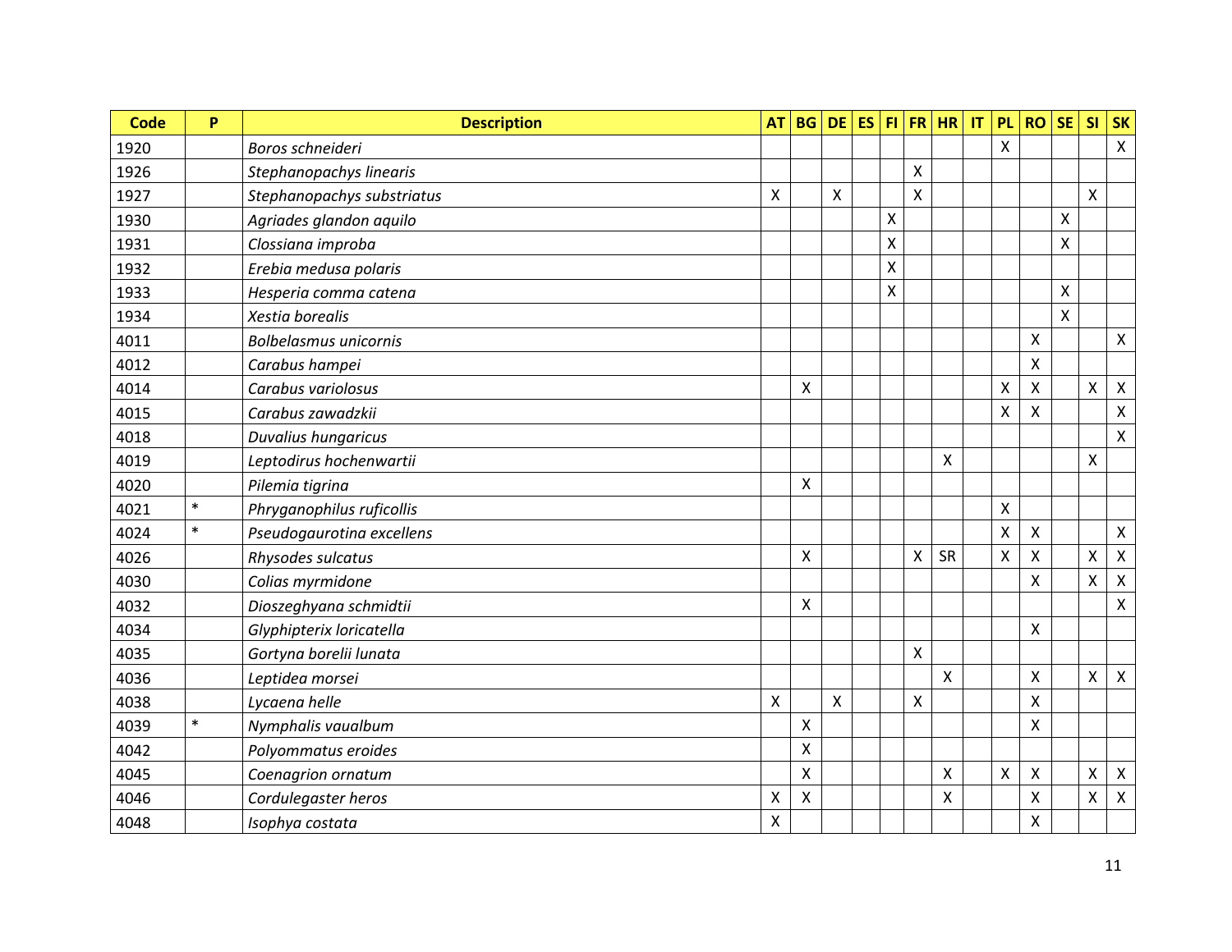| Code | P | Description | AT | BG | DE | ES | FI | FR | HR | IT | PL | RO | SE | SI | SK |
|---|---|---|---|---|---|---|---|---|---|---|---|---|---|---|---|
| 1920 | | *Boros schneideri* | | | | | | | | | X | | | | X |
| 1926 | | *Stephanopachys linearis* | | | | | | X | | | | | | | |
| 1927 | | *Stephanopachys substriatus* | X | | X | | | X | | | | | | X | |
| 1930 | | *Agriades glandon aquilo* | | | | | X | | | | | | X | | |
| 1931 | | *Clossiana improba* | | | | | X | | | | | | X | | |
| 1932 | | *Erebia medusa polaris* | | | | | X | | | | | | | | |
| 1933 | | *Hesperia comma catena* | | | | | X | | | | | | X | | |
| 1934 | | *Xestia borealis* | | | | | | | | | | | X | | |
| 4011 | | *Bolbelasmus unicornis* | | | | | | | | | | X | | | X |
| 4012 | | *Carabus hampei* | | | | | | | | | | X | | | |
| 4014 | | *Carabus variolosus* | | X | | | | | | | X | X | | X | X |
| 4015 | | *Carabus zawadzkii* | | | | | | | | | X | X | | | X |
| 4018 | | *Duvalius hungaricus* | | | | | | | | | | | | | X |
| 4019 | | *Leptodirus hochenwartii* | | | | | | | X | | | | | X | |
| 4020 | | *Pilemia tigrina* | | X | | | | | | | | | | | |
| 4021 | * | *Phryganophilus ruficollis* | | | | | | | | | X | | | | |
| 4024 | * | *Pseudogaurotina excellens* | | | | | | | | | X | X | | | X |
| 4026 | | *Rhysodes sulcatus* | | X | | | | X | SR | | X | X | | X | X |
| 4030 | | *Colias myrmidone* | | | | | | | | | | X | | X | X |
| 4032 | | *Dioszeghyana schmidtii* | | X | | | | | | | | | | | X |
| 4034 | | *Glyphipterix loricatella* | | | | | | | | | | X | | | |
| 4035 | | *Gortyna borelii lunata* | | | | | | X | | | | | | | |
| 4036 | | *Leptidea morsei* | | | | | | | X | | | X | | X | X |
| 4038 | | *Lycaena helle* | X | | X | | | X | | | | X | | | |
| 4039 | * | *Nymphalis vaualbum* | | X | | | | | | | | X | | | |
| 4042 | | *Polyommatus eroides* | | X | | | | | | | | | | | |
| 4045 | | *Coenagrion ornatum* | | X | | | | | X | | X | X | | X | X |
| 4046 | | *Cordulegaster heros* | X | X | | | | | X | | | X | | X | X |
| 4048 | | *Isophya costata* | X | | | | | | | | | X | | | |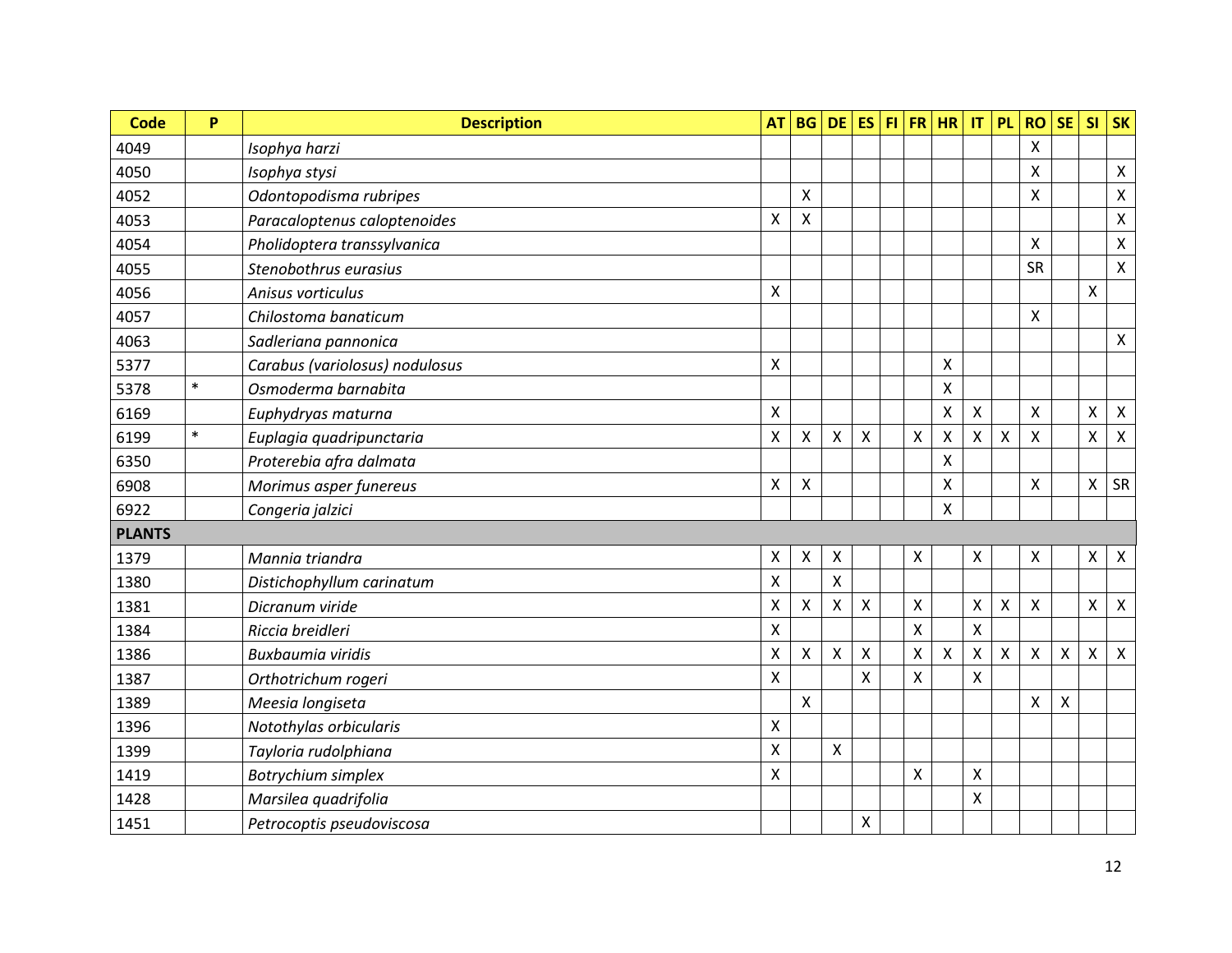| Code | P | Description | AT | BG | DE | ES | FI | FR | HR | IT | PL | RO | SE | SI | SK |
|---|---|---|---|---|---|---|---|---|---|---|---|---|---|---|---|
| 4049 | | *Isophya harzi* | | | | | | | | | | X | | | |
| 4050 | | *Isophya stysi* | | | | | | | | | | X | | | X |
| 4052 | | *Odontopodisma rubripes* | | X | | | | | | | | X | | | X |
| 4053 | | *Paracaloptenus caloptenoides* | X | X | | | | | | | | | | | X |
| 4054 | | *Pholidoptera transsylvanica* | | | | | | | | | | X | | | X |
| 4055 | | *Stenobothrus eurasius* | | | | | | | | | | SR | | | X |
| 4056 | | *Anisus vorticulus* | X | | | | | | | | | | | X | |
| 4057 | | *Chilostoma banaticum* | | | | | | | | | | X | | | |
| 4063 | | *Sadleriana pannonica* | | | | | | | | | | | | | X |
| 5377 | | *Carabus (variolosus) nodulosus* | X | | | | | | X | | | | | | |
| 5378 | * | *Osmoderma barnabita* | | | | | | | X | | | | | | |
| 6169 | | *Euphydryas maturna* | X | | | | | | X | X | | X | | X | X |
| 6199 | * | *Euplagia quadripunctaria* | X | X | X | X | | X | X | X | X | X | | X | X |
| 6350 | | *Proterebia afra dalmata* | | | | | | | X | | | | | | |
| 6908 | | *Morimus asper funereus* | X | X | | | | | X | | | X | | X | SR |
| 6922 | | *Congeria jalzici* | | | | | | | X | | | | | | |
| **PLANTS** | | | | | | | | | | | | | | | |
| 1379 | | *Mannia triandra* | X | X | X | | | X | | X | | X | | X | X |
| 1380 | | *Distichophyllum carinatum* | X | | X | | | | | | | | | | |
| 1381 | | *Dicranum viride* | X | X | X | X | | X | | X | X | X | | X | X |
| 1384 | | *Riccia breidleri* | X | | | | | X | | X | | | | | |
| 1386 | | *Buxbaumia viridis* | X | X | X | X | | X | X | X | X | X | X | X | X |
| 1387 | | *Orthotrichum rogeri* | X | | | X | | X | | X | | | | | |
| 1389 | | *Meesia longiseta* | | X | | | | | | | | X | X | | |
| 1396 | | *Notothylas orbicularis* | X | | | | | | | | | | | | |
| 1399 | | *Tayloria rudolphiana* | X | | X | | | | | | | | | | |
| 1419 | | *Botrychium simplex* | X | | | | | X | | X | | | | | |
| 1428 | | *Marsilea quadrifolia* | | | | | | | | X | | | | | |
| 1451 | | *Petrocoptis pseudoviscosa* | | | | X | | | | | | | | | |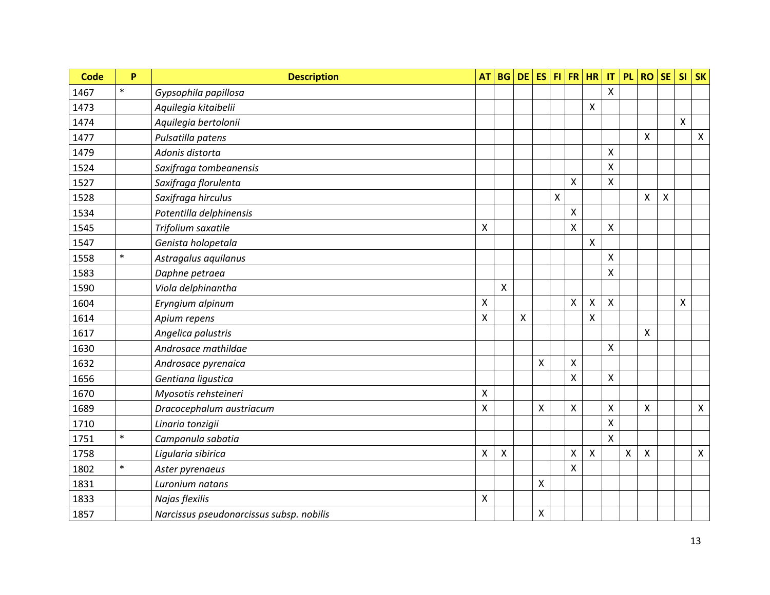| Code | P | Description | AT | BG | DE | ES | FI | FR | HR | IT | PL | RO | SE | SI | SK |
|---|---|---|---|---|---|---|---|---|---|---|---|---|---|---|---|
| 1467 | * | *Gypsophila papillosa* | | | | | | | | X | | | | | |
| 1473 | | *Aquilegia kitaibelii* | | | | | | | X | | | | | | |
| 1474 | | *Aquilegia bertolonii* | | | | | | | | | | | | X | |
| 1477 | | *Pulsatilla patens* | | | | | | | | | | X | | | X |
| 1479 | | *Adonis distorta* | | | | | | | | X | | | | | |
| 1524 | | *Saxifraga tombeanensis* | | | | | | | | X | | | | | |
| 1527 | | *Saxifraga florulenta* | | | | | | X | | X | | | | | |
| 1528 | | *Saxifraga hirculus* | | | | | X | | | | | X | X | | |
| 1534 | | *Potentilla delphinensis* | | | | | | X | | | | | | | |
| 1545 | | *Trifolium saxatile* | X | | | | | X | | X | | | | | |
| 1547 | | *Genista holopetala* | | | | | | | X | | | | | | |
| 1558 | * | *Astragalus aquilanus* | | | | | | | | X | | | | | |
| 1583 | | *Daphne petraea* | | | | | | | | X | | | | | |
| 1590 | | *Viola delphinantha* | | X | | | | | | | | | | | |
| 1604 | | *Eryngium alpinum* | X | | | | | X | X | X | | | | X | |
| 1614 | | *Apium repens* | X | | X | | | | X | | | | | | |
| 1617 | | *Angelica palustris* | | | | | | | | | | X | | | |
| 1630 | | *Androsace mathildae* | | | | | | | | X | | | | | |
| 1632 | | *Androsace pyrenaica* | | | | X | | X | | | | | | | |
| 1656 | | *Gentiana ligustica* | | | | | | X | | X | | | | | |
| 1670 | | *Myosotis rehsteineri* | X | | | | | | | | | | | | |
| 1689 | | *Dracocephalum austriacum* | X | | | X | | X | | X | | X | | | X |
| 1710 | | *Linaria tonzigii* | | | | | | | | X | | | | | |
| 1751 | * | *Campanula sabatia* | | | | | | | | X | | | | | |
| 1758 | | *Ligularia sibirica* | X | X | | | | X | X | | X | X | | | X |
| 1802 | * | *Aster pyrenaeus* | | | | | | X | | | | | | | |
| 1831 | | *Luronium natans* | | | | X | | | | | | | | | |
| 1833 | | *Najas flexilis* | X | | | | | | | | | | | | |
| 1857 | | *Narcissus pseudonarcissus subsp. nobilis* | | | | X | | | | | | | | | |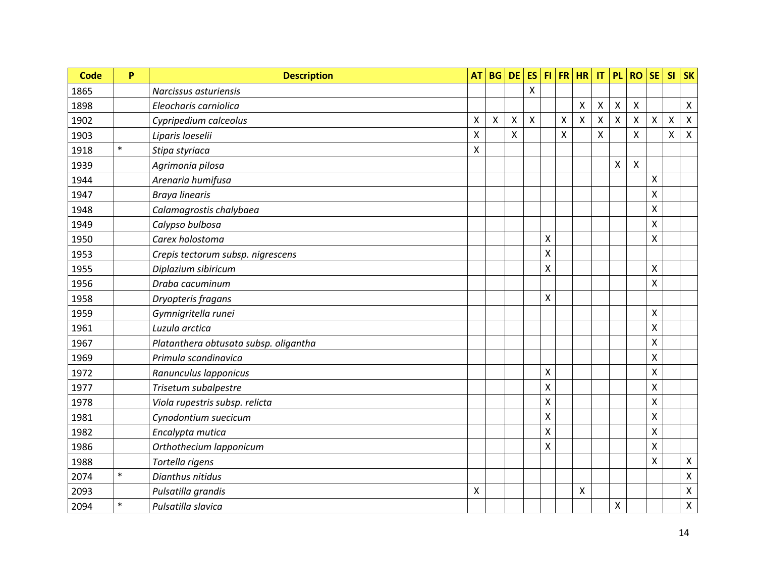| Code | P | Description | AT | BG | DE | ES | FI | FR | HR | IT | PL | RO | SE | SI | SK |
|---|---|---|---|---|---|---|---|---|---|---|---|---|---|---|---|
| 1865 | | *Narcissus asturiensis* | | | | X | | | | | | | | | |
| 1898 | | *Eleocharis carniolica* | | | | | | | X | X | X | X | | | X |
| 1902 | | *Cypripedium calceolus* | X | X | X | X | | X | X | X | X | X | X | X | X |
| 1903 | | *Liparis loeselii* | X | | X | | | X | | X | | X | | X | X |
| 1918 | * | *Stipa styriaca* | X | | | | | | | | | | | | |
| 1939 | | *Agrimonia pilosa* | | | | | | | | | X | X | | | |
| 1944 | | *Arenaria humifusa* | | | | | | | | | | | X | | |
| 1947 | | *Braya linearis* | | | | | | | | | | | X | | |
| 1948 | | *Calamagrostis chalybaea* | | | | | | | | | | | X | | |
| 1949 | | *Calypso bulbosa* | | | | | | | | | | | X | | |
| 1950 | | *Carex holostoma* | | | | | X | | | | | | X | | |
| 1953 | | *Crepis tectorum subsp. nigrescens* | | | | | X | | | | | | | | |
| 1955 | | *Diplazium sibiricum* | | | | | X | | | | | | X | | |
| 1956 | | *Draba cacuminum* | | | | | | | | | | | X | | |
| 1958 | | *Dryopteris fragans* | | | | | X | | | | | | | | |
| 1959 | | *Gymnigritella runei* | | | | | | | | | | | X | | |
| 1961 | | *Luzula arctica* | | | | | | | | | | | X | | |
| 1967 | | *Platanthera obtusata subsp. oligantha* | | | | | | | | | | | X | | |
| 1969 | | *Primula scandinavica* | | | | | | | | | | | X | | |
| 1972 | | *Ranunculus lapponicus* | | | | | X | | | | | | X | | |
| 1977 | | *Trisetum subalpestre* | | | | | X | | | | | | X | | |
| 1978 | | *Viola rupestris subsp. relicta* | | | | | X | | | | | | X | | |
| 1981 | | *Cynodontium suecicum* | | | | | X | | | | | | X | | |
| 1982 | | *Encalypta mutica* | | | | | X | | | | | | X | | |
| 1986 | | *Orthothecium lapponicum* | | | | | X | | | | | | X | | |
| 1988 | | *Tortella rigens* | | | | | | | | | | | X | | X |
| 2074 | * | *Dianthus nitidus* | | | | | | | | | | | | | X |
| 2093 | | *Pulsatilla grandis* | X | | | | | | X | | | | | | X |
| 2094 | * | *Pulsatilla slavica* | | | | | | | | | X | | | | X |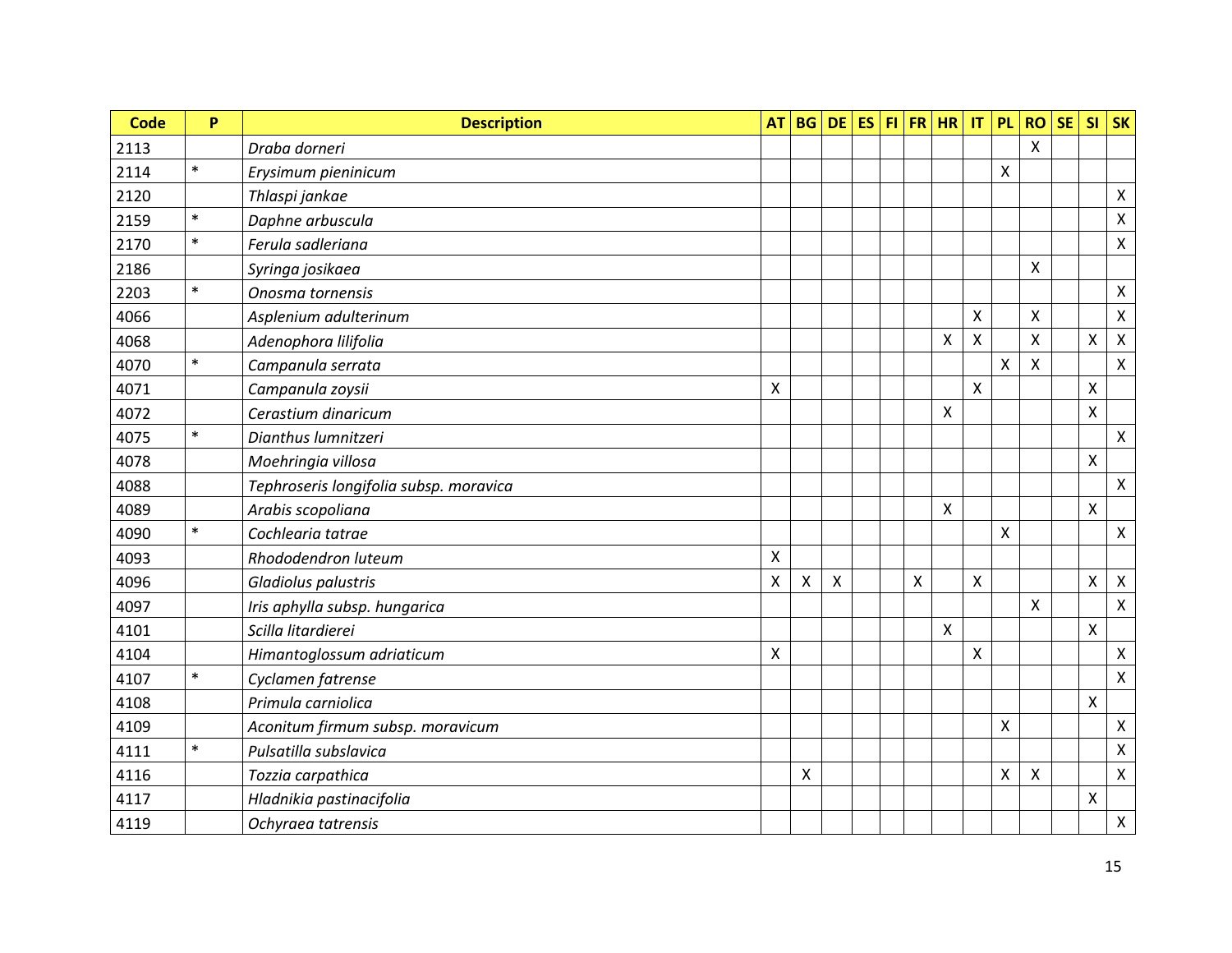| Code | P | Description | AT | BG | DE | ES | FI | FR | HR | IT | PL | RO | SE | SI | SK |
|---|---|---|---|---|---|---|---|---|---|---|---|---|---|---|---|
| 2113 | | *Draba dorneri* | | | | | | | | | | X | | | |
| 2114 | * | *Erysimum pieninicum* | | | | | | | | | X | | | | |
| 2120 | | *Thlaspi jankae* | | | | | | | | | | | | | X |
| 2159 | * | *Daphne arbuscula* | | | | | | | | | | | | | X |
| 2170 | * | *Ferula sadleriana* | | | | | | | | | | | | | X |
| 2186 | | *Syringa josikaea* | | | | | | | | | | X | | | |
| 2203 | * | *Onosma tornensis* | | | | | | | | | | | | | X |
| 4066 | | *Asplenium adulterinum* | | | | | | | | X | | X | | | X |
| 4068 | | *Adenophora lilifolia* | | | | | | | X | X | | X | | X | X |
| 4070 | * | *Campanula serrata* | | | | | | | | | X | X | | | X |
| 4071 | | *Campanula zoysii* | X | | | | | | | X | | | | X | |
| 4072 | | *Cerastium dinaricum* | | | | | | | X | | | | | X | |
| 4075 | * | *Dianthus lumnitzeri* | | | | | | | | | | | | | X |
| 4078 | | *Moehringia villosa* | | | | | | | | | | | | X | |
| 4088 | | *Tephroseris longifolia subsp. moravica* | | | | | | | | | | | | | X |
| 4089 | | *Arabis scopoliana* | | | | | | | X | | | | | X | |
| 4090 | * | *Cochlearia tatrae* | | | | | | | | | X | | | | X |
| 4093 | | *Rhododendron luteum* | X | | | | | | | | | | | | |
| 4096 | | *Gladiolus palustris* | X | X | X | | | X | | X | | | | X | X |
| 4097 | | *Iris aphylla subsp. hungarica* | | | | | | | | | | X | | | X |
| 4101 | | *Scilla litardierei* | | | | | | | X | | | | | X | |
| 4104 | | *Himantoglossum adriaticum* | X | | | | | | | X | | | | | X |
| 4107 | * | *Cyclamen fatrense* | | | | | | | | | | | | | X |
| 4108 | | *Primula carniolica* | | | | | | | | | | | | X | |
| 4109 | | *Aconitum firmum subsp. moravicum* | | | | | | | | | X | | | | X |
| 4111 | * | *Pulsatilla subslavica* | | | | | | | | | | | | | X |
| 4116 | | *Tozzia carpathica* | | X | | | | | | | X | X | | | X |
| 4117 | | *Hladnikia pastinacifolia* | | | | | | | | | | | | X | |
| 4119 | | *Ochyraea tatrensis* | | | | | | | | | | | | | X |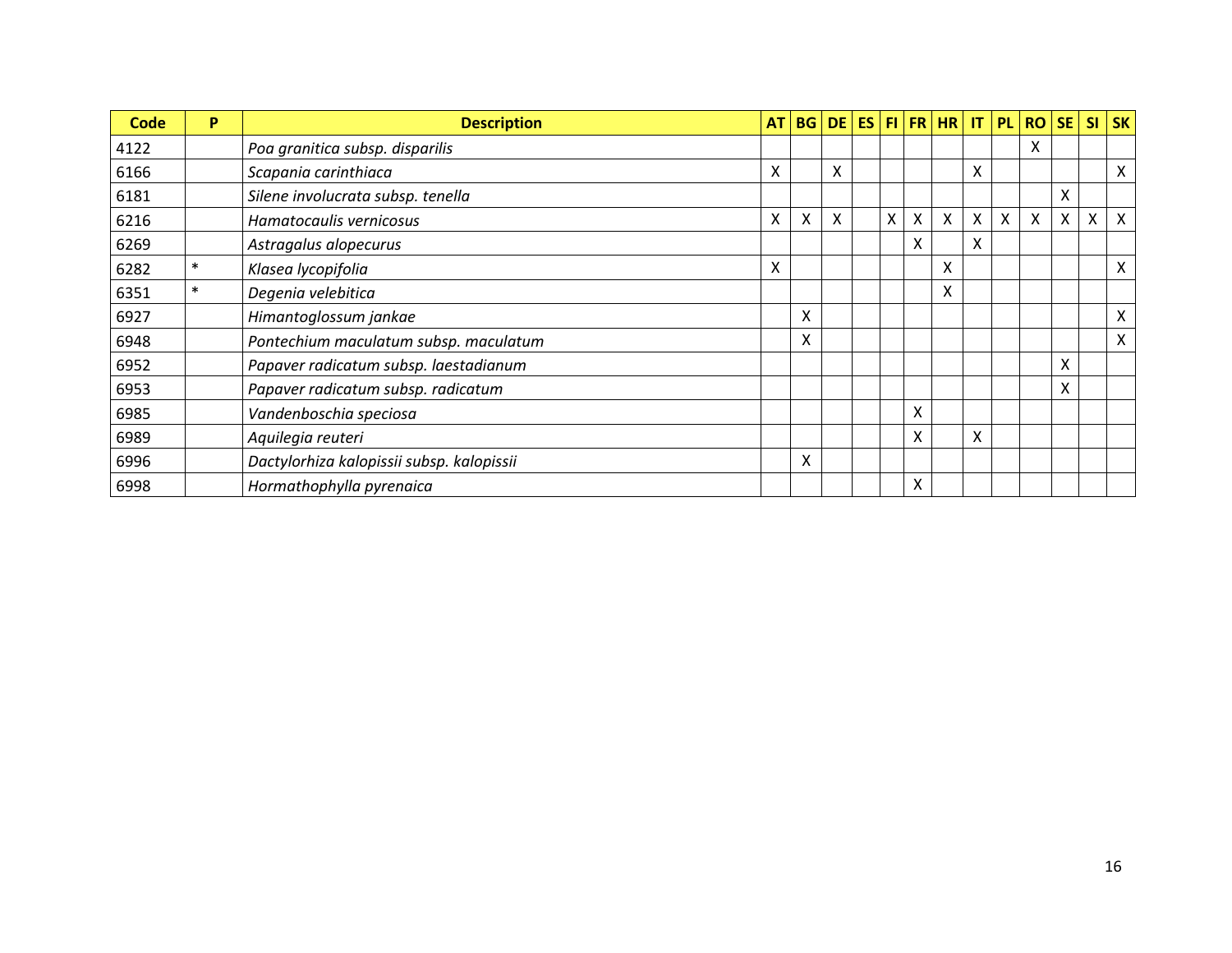| Code | P | Description | AT | BG | DE | ES | FI | FR | HR | IT | PL | RO | SE | SI | SK |
|---|---|---|---|---|---|---|---|---|---|---|---|---|---|---|---|
| 4122 | | *Poa granitica subsp. disparilis* | | | | | | | | | | X | | | |
| 6166 | | *Scapania carinthiaca* | X | | X | | | | | X | | | | | X |
| 6181 | | *Silene involucrata subsp. tenella* | | | | | | | | | | | X | | |
| 6216 | | *Hamatocaulis vernicosus* | X | X | X | | X | X | X | X | X | X | X | X | X |
| 6269 | | *Astragalus alopecurus* | | | | | | X | | X | | | | | |
| 6282 | * | *Klasea lycopifolia* | X | | | | | | X | | | | | | X |
| 6351 | * | *Degenia velebitica* | | | | | | | X | | | | | | |
| 6927 | | *Himantoglossum jankae* | | X | | | | | | | | | | | X |
| 6948 | | *Pontechium maculatum subsp. maculatum* | | X | | | | | | | | | | | X |
| 6952 | | *Papaver radicatum subsp. laestadianum* | | | | | | | | | | | X | | |
| 6953 | | *Papaver radicatum subsp. radicatum* | | | | | | | | | | | X | | |
| 6985 | | *Vandenboschia speciosa* | | | | | | X | | | | | | | |
| 6989 | | *Aquilegia reuteri* | | | | | | X | | X | | | | | |
| 6996 | | *Dactylorhiza kalopissii subsp. kalopissii* | | X | | | | | | | | | | | |
| 6998 | | *Hormathophylla pyrenaica* | | | | | | X | | | | | | | |